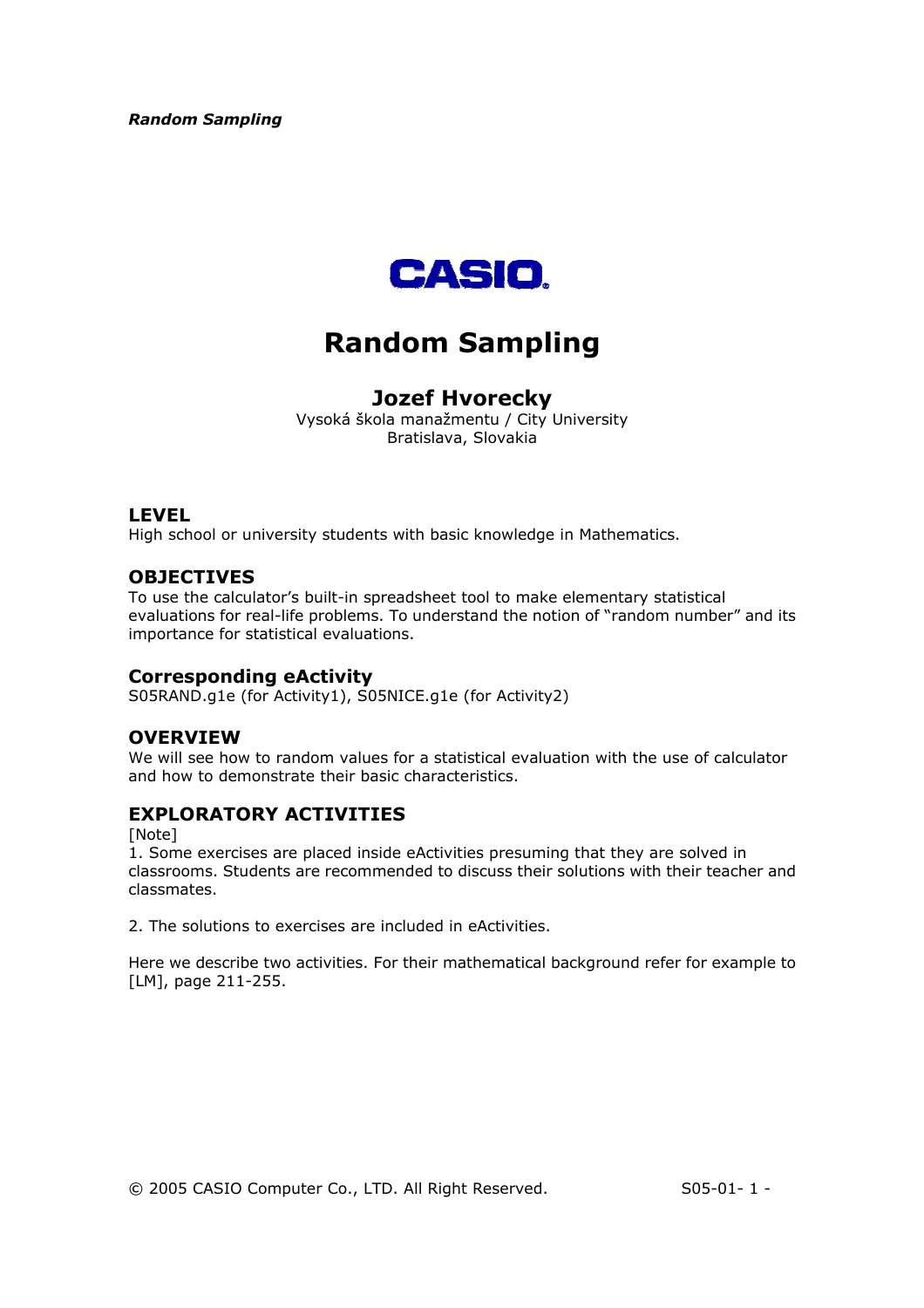# Random Sampling

## Jozef Hvorecky

Vysoká škola manažmentu / City University
Bratislava, Slovakia

### LEVEL

High school or university students with basic knowledge in Mathematics.

### OBJECTIVES

To use the calculator's built-in spreadsheet tool to make elementary statistical evaluations for real-life problems. To understand the notion of "random number" and its importance for statistical evaluations.

### Corresponding eActivity

S05RAND.g1e (for Activity1), S05NICE.g1e (for Activity2)

### OVERVIEW

We will see how to random values for a statistical evaluation with the use of calculator and how to demonstrate their basic characteristics.

### EXPLORATORY ACTIVITIES

[Note]

1. Some exercises are placed inside eActivities presuming that they are solved in classrooms. Students are recommended to discuss their solutions with their teacher and classmates.

2. The solutions to exercises are included in eActivities.

Here we describe two activities. For their mathematical background refer for example to [LM], page 211-255.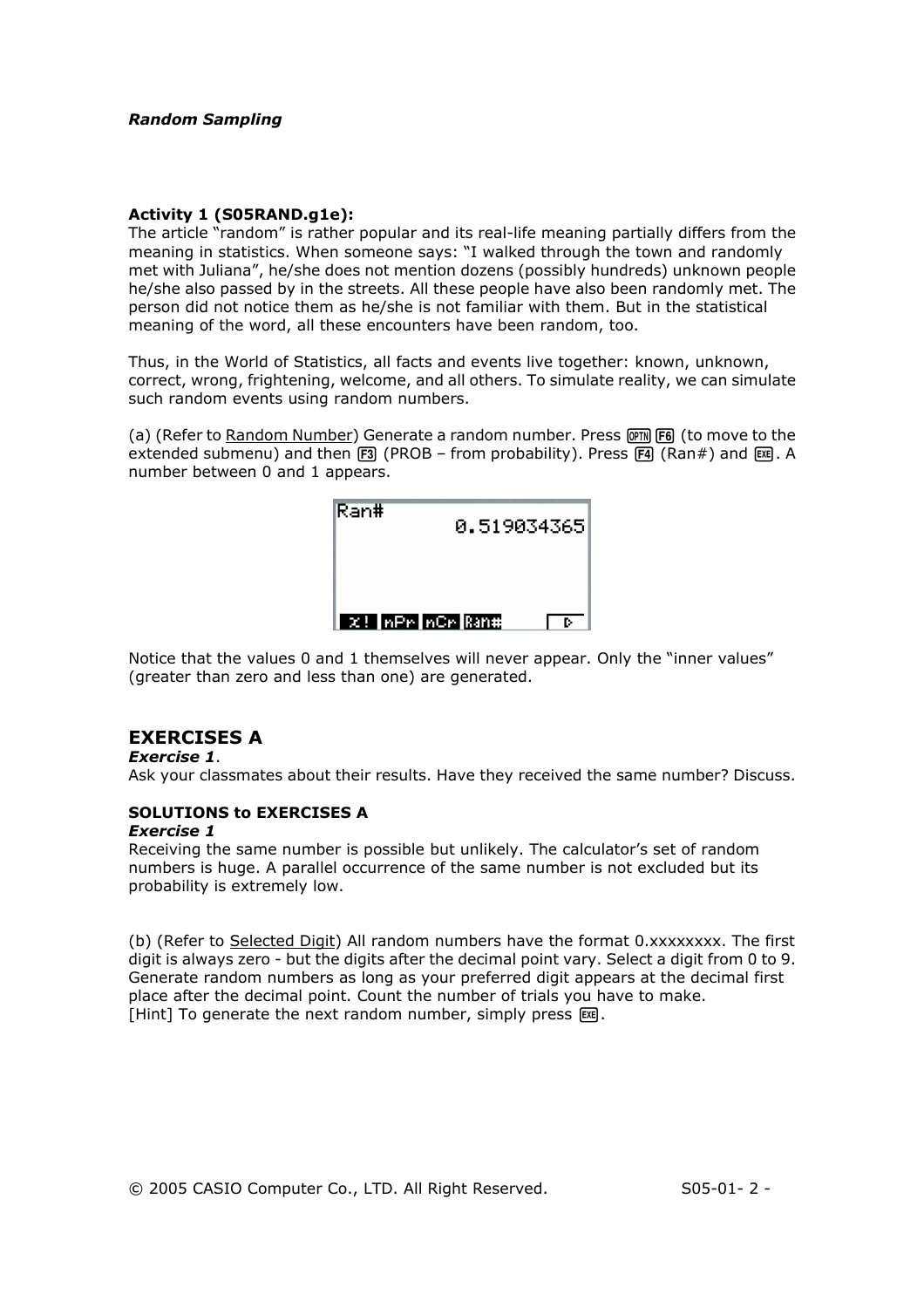*Random Sampling*

**Activity 1 (S05RAND.g1e):**
The article "random" is rather popular and its real-life meaning partially differs from the meaning in statistics. When someone says: "I walked through the town and randomly met with Juliana", he/she does not mention dozens (possibly hundreds) unknown people he/she also passed by in the streets. All these people have also been randomly met. The person did not notice them as he/she is not familiar with them. But in the statistical meaning of the word, all these encounters have been random, too.

Thus, in the World of Statistics, all facts and events live together: known, unknown, correct, wrong, frightening, welcome, and all others. To simulate reality, we can simulate such random events using random numbers.

(a) (Refer to Random Number) Generate a random number. Press OPTN F6 (to move to the extended submenu) and then F3 (PROB – from probability). Press F4 (Ran#) and EXE. A number between 0 and 1 appears.

Ran#
0.519034365
x! nPr nCr Ran# ▷

Notice that the values 0 and 1 themselves will never appear. Only the "inner values" (greater than zero and less than one) are generated.

## EXERCISES A

***Exercise 1***.
Ask your classmates about their results. Have they received the same number? Discuss.

**SOLUTIONS to EXERCISES A**

***Exercise 1***
Receiving the same number is possible but unlikely. The calculator's set of random numbers is huge. A parallel occurrence of the same number is not excluded but its probability is extremely low.

(b) (Refer to Selected Digit) All random numbers have the format 0.xxxxxxxx. The first digit is always zero - but the digits after the decimal point vary. Select a digit from 0 to 9. Generate random numbers as long as your preferred digit appears at the decimal first place after the decimal point. Count the number of trials you have to make.
[Hint] To generate the next random number, simply press EXE.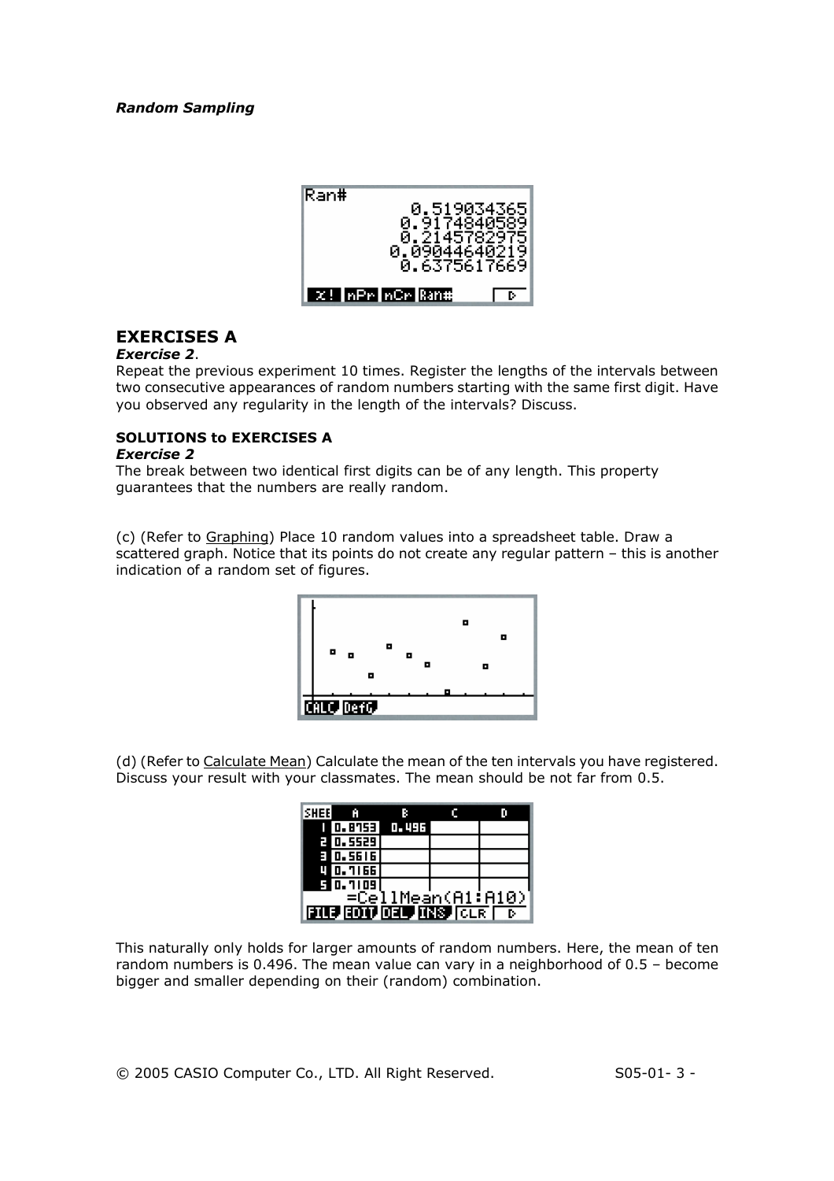### EXERCISES A

***Exercise 2.***

Repeat the previous experiment 10 times. Register the lengths of the intervals between two consecutive appearances of random numbers starting with the same first digit. Have you observed any regularity in the length of the intervals? Discuss.

**SOLUTIONS to EXERCISES A**

***Exercise 2***

The break between two identical first digits can be of any length. This property guarantees that the numbers are really random.

(c) (Refer to Graphing) Place 10 random values into a spreadsheet table. Draw a scattered graph. Notice that its points do not create any regular pattern – this is another indication of a random set of figures.

(d) (Refer to Calculate Mean) Calculate the mean of the ten intervals you have registered. Discuss your result with your classmates. The mean should be not far from 0.5.

This naturally only holds for larger amounts of random numbers. Here, the mean of ten random numbers is 0.496. The mean value can vary in a neighborhood of 0.5 – become bigger and smaller depending on their (random) combination.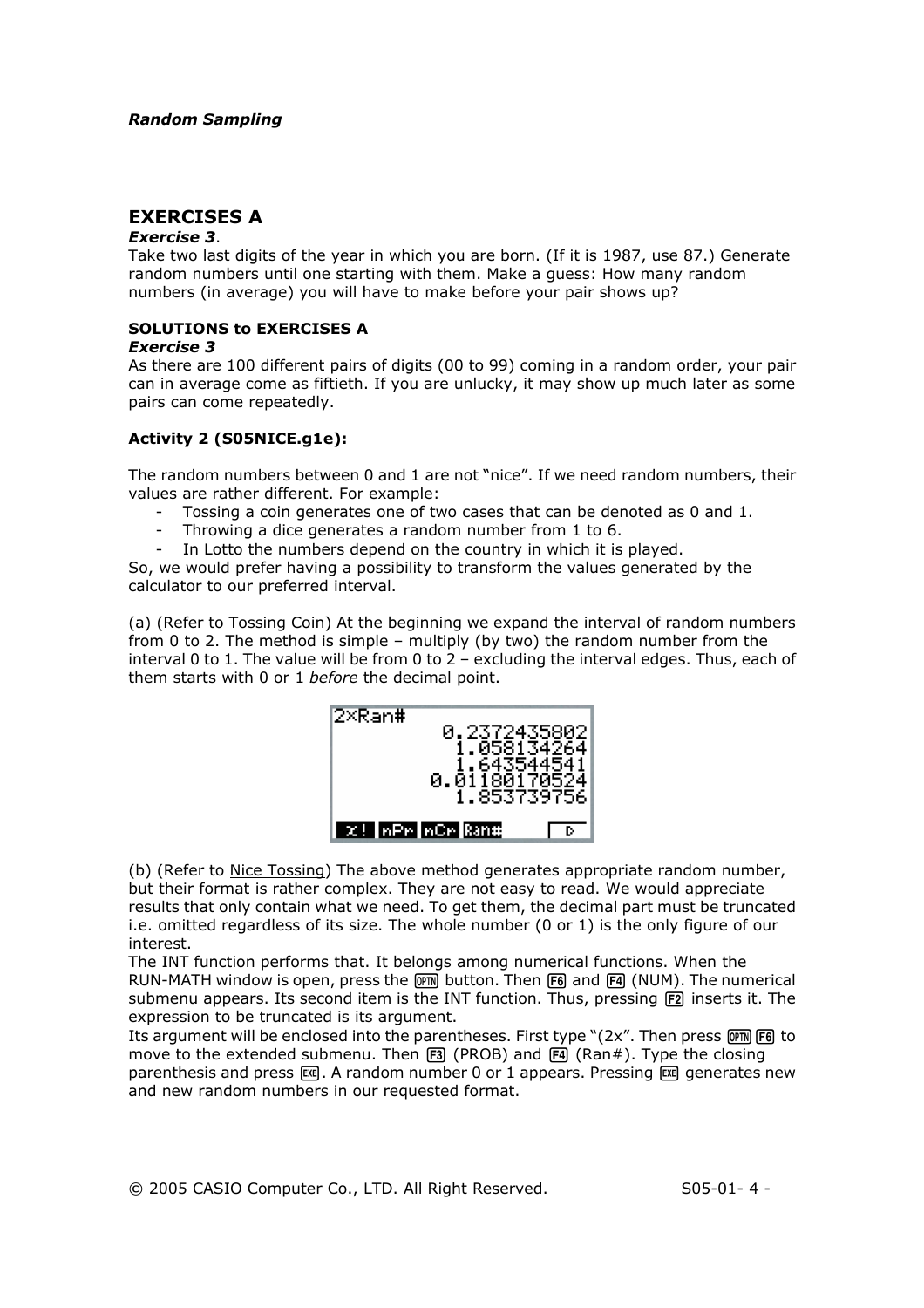*Random Sampling*

## EXERCISES A

***Exercise 3***.

Take two last digits of the year in which you are born. (If it is 1987, use 87.) Generate random numbers until one starting with them. Make a guess: How many random numbers (in average) you will have to make before your pair shows up?

**SOLUTIONS to EXERCISES A**

***Exercise 3***

As there are 100 different pairs of digits (00 to 99) coming in a random order, your pair can in average come as fiftieth. If you are unlucky, it may show up much later as some pairs can come repeatedly.

**Activity 2 (S05NICE.g1e):**

The random numbers between 0 and 1 are not "nice". If we need random numbers, their values are rather different. For example:

- Tossing a coin generates one of two cases that can be denoted as 0 and 1.
- Throwing a dice generates a random number from 1 to 6.
- In Lotto the numbers depend on the country in which it is played.

So, we would prefer having a possibility to transform the values generated by the calculator to our preferred interval.

(a) (Refer to Tossing Coin) At the beginning we expand the interval of random numbers from 0 to 2. The method is simple – multiply (by two) the random number from the interval 0 to 1. The value will be from 0 to 2 – excluding the interval edges. Thus, each of them starts with 0 or 1 *before* the decimal point.

```
2×Ran#
                0.2372435802
                1.058134264
                1.643544541
                0.01180170524
                1.853739756
 x!  nPr  nCr  Ran#        ▷
```

(b) (Refer to Nice Tossing) The above method generates appropriate random number, but their format is rather complex. They are not easy to read. We would appreciate results that only contain what we need. To get them, the decimal part must be truncated i.e. omitted regardless of its size. The whole number (0 or 1) is the only figure of our interest.

The INT function performs that. It belongs among numerical functions. When the RUN-MATH window is open, press the OPTN button. Then F6 and F4 (NUM). The numerical submenu appears. Its second item is the INT function. Thus, pressing F2 inserts it. The expression to be truncated is its argument.

Its argument will be enclosed into the parentheses. First type "(2x". Then press OPTN F6 to move to the extended submenu. Then F3 (PROB) and F4 (Ran#). Type the closing parenthesis and press EXE. A random number 0 or 1 appears. Pressing EXE generates new and new random numbers in our requested format.

© 2005 CASIO Computer Co., LTD. All Right Reserved.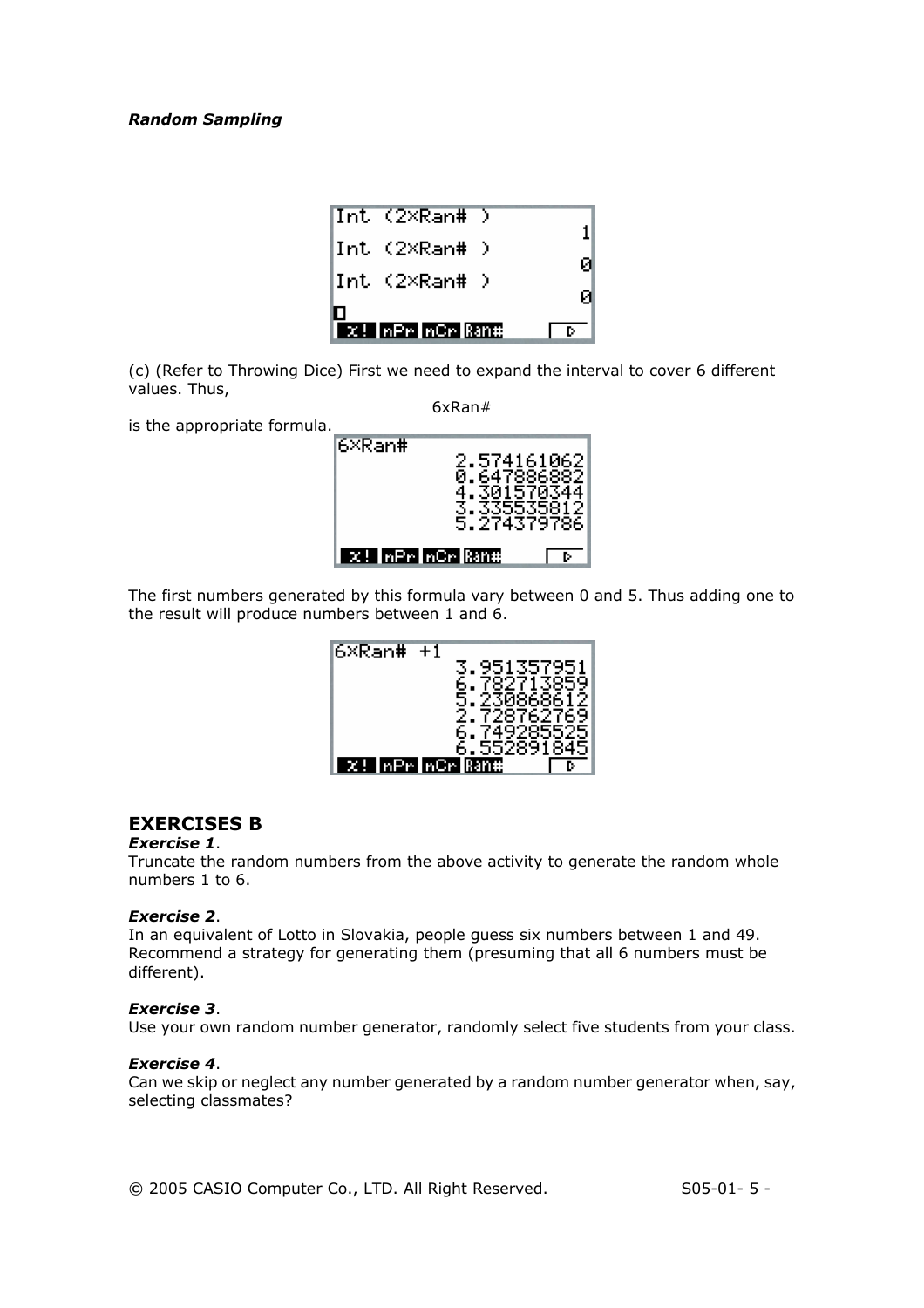```
Int (2×Ran# )
                1
Int (2×Ran# )
                0
Int (2×Ran# )
                0
```

(c) (Refer to Throwing Dice) First we need to expand the interval to cover 6 different values. Thus,

6xRan#

is the appropriate formula.

```
6×Ran#
      2.574161062
      0.647886882
      4.301570344
      3.335535812
      5.274379786
```

The first numbers generated by this formula vary between 0 and 5. Thus adding one to the result will produce numbers between 1 and 6.

```
6×Ran# +1
      3.951357951
      6.782713859
      5.230868612
      2.728762769
      6.749285525
      6.552891845
```

## EXERCISES B

***Exercise 1***.

Truncate the random numbers from the above activity to generate the random whole numbers 1 to 6.

***Exercise 2***.

In an equivalent of Lotto in Slovakia, people guess six numbers between 1 and 49. Recommend a strategy for generating them (presuming that all 6 numbers must be different).

***Exercise 3***.

Use your own random number generator, randomly select five students from your class.

***Exercise 4***.

Can we skip or neglect any number generated by a random number generator when, say, selecting classmates?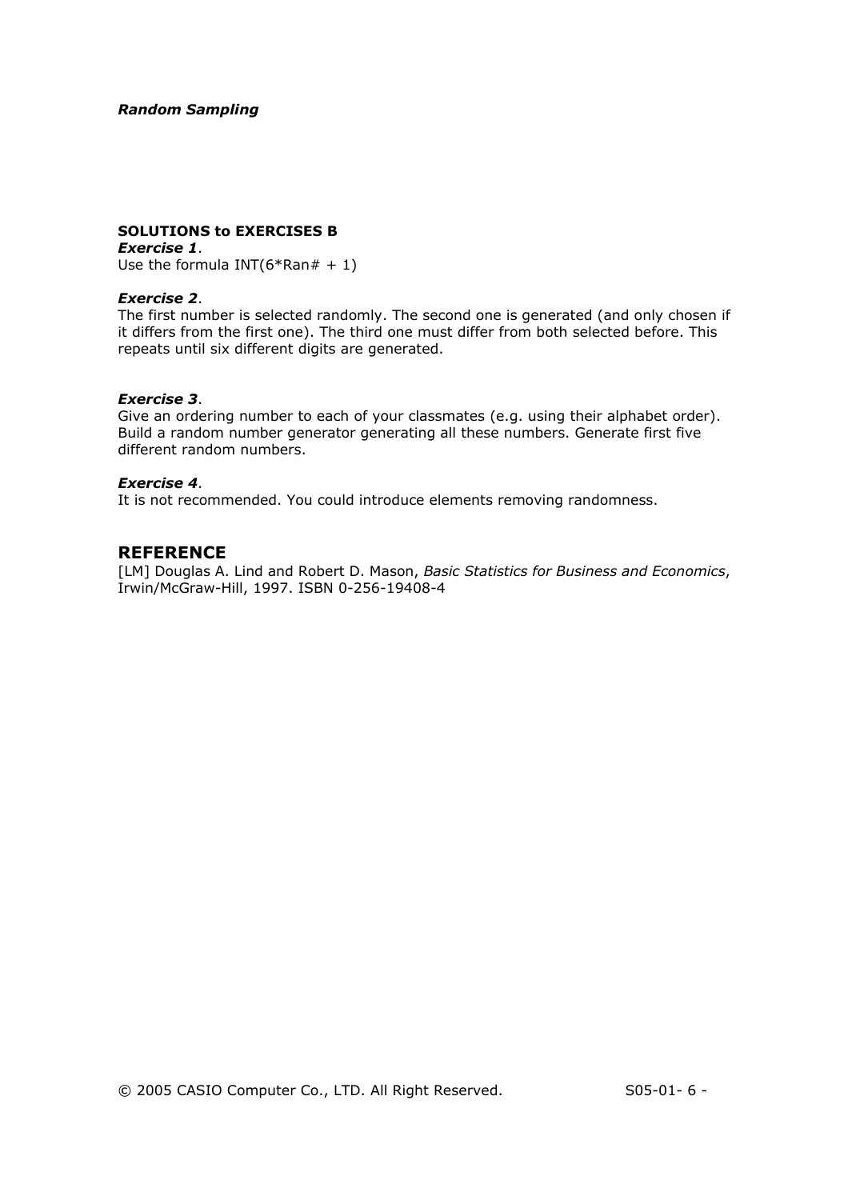**SOLUTIONS to EXERCISES B**

***Exercise 1***.
Use the formula INT(6*Ran# + 1)

***Exercise 2***.
The first number is selected randomly. The second one is generated (and only chosen if it differs from the first one). The third one must differ from both selected before. This repeats until six different digits are generated.

***Exercise 3***.
Give an ordering number to each of your classmates (e.g. using their alphabet order). Build a random number generator generating all these numbers. Generate first five different random numbers.

***Exercise 4***.
It is not recommended. You could introduce elements removing randomness.

## REFERENCE

[LM] Douglas A. Lind and Robert D. Mason, *Basic Statistics for Business and Economics*, Irwin/McGraw-Hill, 1997. ISBN 0-256-19408-4